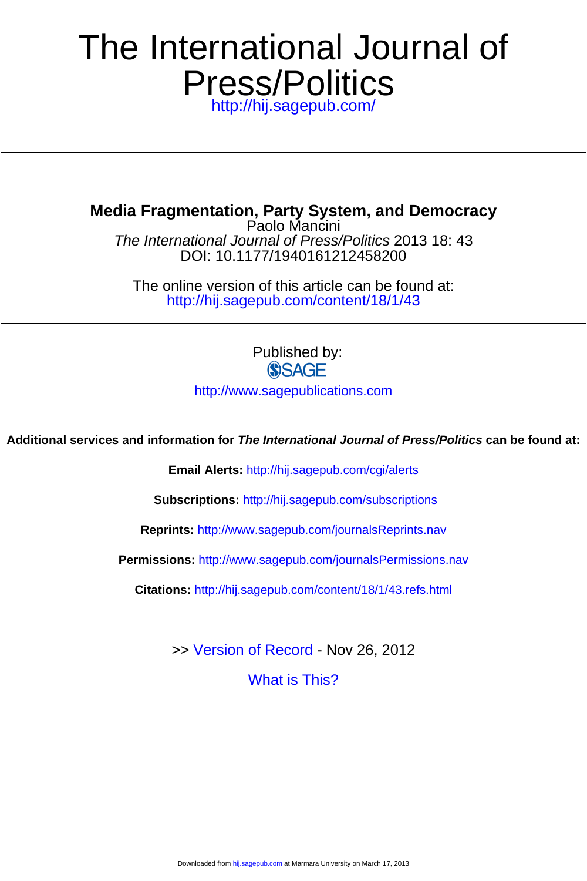# The International Journal of Press/Politics

http://hij.sagepub.com/

---

## Media Fragmentation, Party System, and Democracy

Paolo Mancini

*The International Journal of Press/Politics* 2013 18: 43

DOI: 10.1177/1940161212458200

The online version of this article can be found at:

http://hij.sagepub.com/content/18/1/43

---

Published by:

SAGE

http://www.sagepublications.com

**Additional services and information for *The International Journal of Press/Politics* can be found at:**

**Email Alerts:** http://hij.sagepub.com/cgi/alerts

**Subscriptions:** http://hij.sagepub.com/subscriptions

**Reprints:** http://www.sagepub.com/journalsReprints.nav

**Permissions:** http://www.sagepub.com/journalsPermissions.nav

**Citations:** http://hij.sagepub.com/content/18/1/43.refs.html

>> Version of Record - Nov 26, 2012

What is This?

Downloaded from hij.sagepub.com at Marmara University on March 17, 2013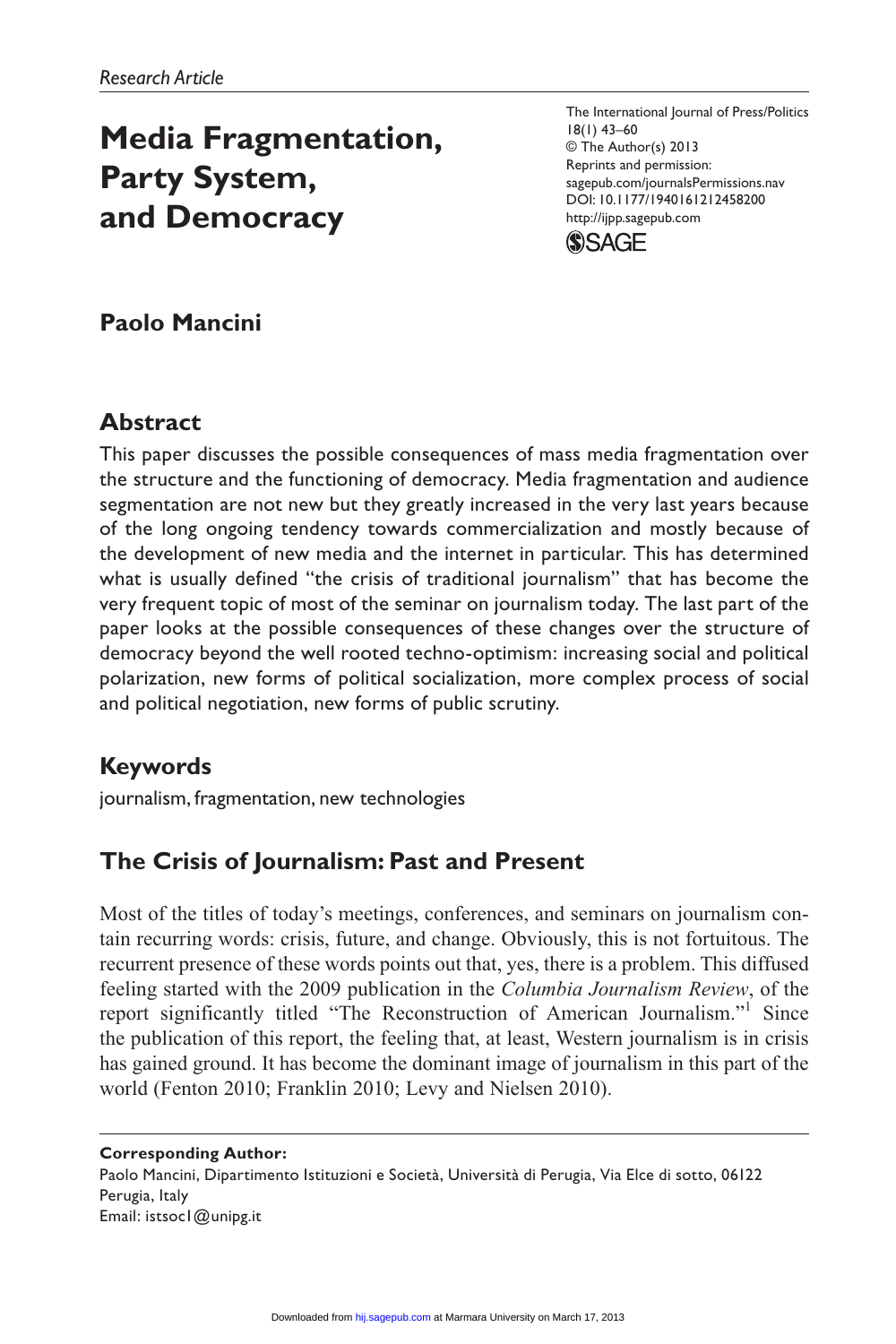*Research Article*

# Media Fragmentation, Party System, and Democracy

**Paolo Mancini**

## Abstract

This paper discusses the possible consequences of mass media fragmentation over the structure and the functioning of democracy. Media fragmentation and audience segmentation are not new but they greatly increased in the very last years because of the long ongoing tendency towards commercialization and mostly because of the development of new media and the internet in particular. This has determined what is usually defined "the crisis of traditional journalism" that has become the very frequent topic of most of the seminar on journalism today. The last part of the paper looks at the possible consequences of these changes over the structure of democracy beyond the well rooted techno-optimism: increasing social and political polarization, new forms of political socialization, more complex process of social and political negotiation, new forms of public scrutiny.

## Keywords

journalism, fragmentation, new technologies

## The Crisis of Journalism: Past and Present

Most of the titles of today's meetings, conferences, and seminars on journalism contain recurring words: crisis, future, and change. Obviously, this is not fortuitous. The recurrent presence of these words points out that, yes, there is a problem. This diffused feeling started with the 2009 publication in the *Columbia Journalism Review*, of the report significantly titled "The Reconstruction of American Journalism."[1] Since the publication of this report, the feeling that, at least, Western journalism is in crisis has gained ground. It has become the dominant image of journalism in this part of the world (Fenton 2010; Franklin 2010; Levy and Nielsen 2010).

**Corresponding Author:**
Paolo Mancini, Dipartimento Istituzioni e Società, Università di Perugia, Via Elce di sotto, 06122 Perugia, Italy
Email: istsoc1@unipg.it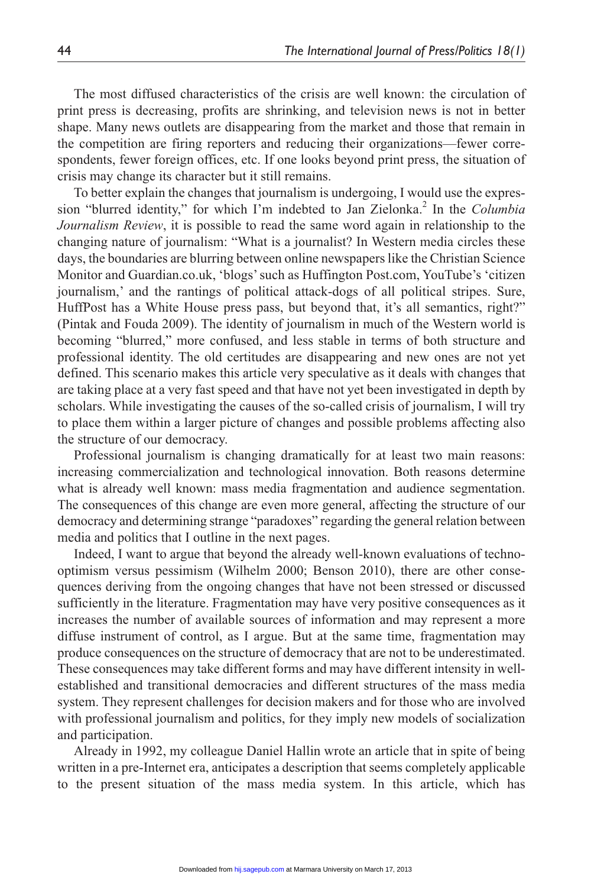The most diffused characteristics of the crisis are well known: the circulation of print press is decreasing, profits are shrinking, and television news is not in better shape. Many news outlets are disappearing from the market and those that remain in the competition are firing reporters and reducing their organizations—fewer correspondents, fewer foreign offices, etc. If one looks beyond print press, the situation of crisis may change its character but it still remains.

To better explain the changes that journalism is undergoing, I would use the expression "blurred identity," for which I'm indebted to Jan Zielonka.[2] In the *Columbia Journalism Review*, it is possible to read the same word again in relationship to the changing nature of journalism: "What is a journalist? In Western media circles these days, the boundaries are blurring between online newspapers like the Christian Science Monitor and Guardian.co.uk, 'blogs' such as Huffington Post.com, YouTube's 'citizen journalism,' and the rantings of political attack-dogs of all political stripes. Sure, HuffPost has a White House press pass, but beyond that, it's all semantics, right?" (Pintak and Fouda 2009). The identity of journalism in much of the Western world is becoming "blurred," more confused, and less stable in terms of both structure and professional identity. The old certitudes are disappearing and new ones are not yet defined. This scenario makes this article very speculative as it deals with changes that are taking place at a very fast speed and that have not yet been investigated in depth by scholars. While investigating the causes of the so-called crisis of journalism, I will try to place them within a larger picture of changes and possible problems affecting also the structure of our democracy.

Professional journalism is changing dramatically for at least two main reasons: increasing commercialization and technological innovation. Both reasons determine what is already well known: mass media fragmentation and audience segmentation. The consequences of this change are even more general, affecting the structure of our democracy and determining strange "paradoxes" regarding the general relation between media and politics that I outline in the next pages.

Indeed, I want to argue that beyond the already well-known evaluations of techno-optimism versus pessimism (Wilhelm 2000; Benson 2010), there are other consequences deriving from the ongoing changes that have not been stressed or discussed sufficiently in the literature. Fragmentation may have very positive consequences as it increases the number of available sources of information and may represent a more diffuse instrument of control, as I argue. But at the same time, fragmentation may produce consequences on the structure of democracy that are not to be underestimated. These consequences may take different forms and may have different intensity in well-established and transitional democracies and different structures of the mass media system. They represent challenges for decision makers and for those who are involved with professional journalism and politics, for they imply new models of socialization and participation.

Already in 1992, my colleague Daniel Hallin wrote an article that in spite of being written in a pre-Internet era, anticipates a description that seems completely applicable to the present situation of the mass media system. In this article, which has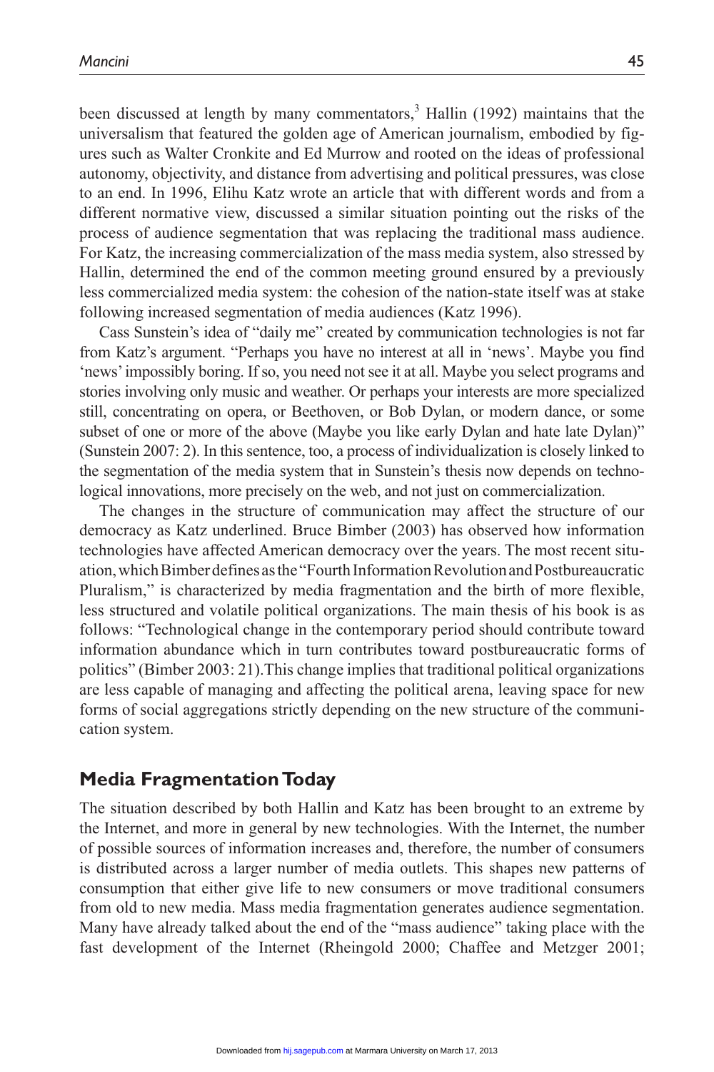been discussed at length by many commentators,[3] Hallin (1992) maintains that the universalism that featured the golden age of American journalism, embodied by figures such as Walter Cronkite and Ed Murrow and rooted on the ideas of professional autonomy, objectivity, and distance from advertising and political pressures, was close to an end. In 1996, Elihu Katz wrote an article that with different words and from a different normative view, discussed a similar situation pointing out the risks of the process of audience segmentation that was replacing the traditional mass audience. For Katz, the increasing commercialization of the mass media system, also stressed by Hallin, determined the end of the common meeting ground ensured by a previously less commercialized media system: the cohesion of the nation-state itself was at stake following increased segmentation of media audiences (Katz 1996).

Cass Sunstein's idea of "daily me" created by communication technologies is not far from Katz's argument. "Perhaps you have no interest at all in 'news'. Maybe you find 'news' impossibly boring. If so, you need not see it at all. Maybe you select programs and stories involving only music and weather. Or perhaps your interests are more specialized still, concentrating on opera, or Beethoven, or Bob Dylan, or modern dance, or some subset of one or more of the above (Maybe you like early Dylan and hate late Dylan)" (Sunstein 2007: 2). In this sentence, too, a process of individualization is closely linked to the segmentation of the media system that in Sunstein's thesis now depends on technological innovations, more precisely on the web, and not just on commercialization.

The changes in the structure of communication may affect the structure of our democracy as Katz underlined. Bruce Bimber (2003) has observed how information technologies have affected American democracy over the years. The most recent situation, which Bimber defines as the "Fourth Information Revolution and Postbureaucratic Pluralism," is characterized by media fragmentation and the birth of more flexible, less structured and volatile political organizations. The main thesis of his book is as follows: "Technological change in the contemporary period should contribute toward information abundance which in turn contributes toward postbureaucratic forms of politics" (Bimber 2003: 21). This change implies that traditional political organizations are less capable of managing and affecting the political arena, leaving space for new forms of social aggregations strictly depending on the new structure of the communication system.

## Media Fragmentation Today

The situation described by both Hallin and Katz has been brought to an extreme by the Internet, and more in general by new technologies. With the Internet, the number of possible sources of information increases and, therefore, the number of consumers is distributed across a larger number of media outlets. This shapes new patterns of consumption that either give life to new consumers or move traditional consumers from old to new media. Mass media fragmentation generates audience segmentation. Many have already talked about the end of the "mass audience" taking place with the fast development of the Internet (Rheingold 2000; Chaffee and Metzger 2001;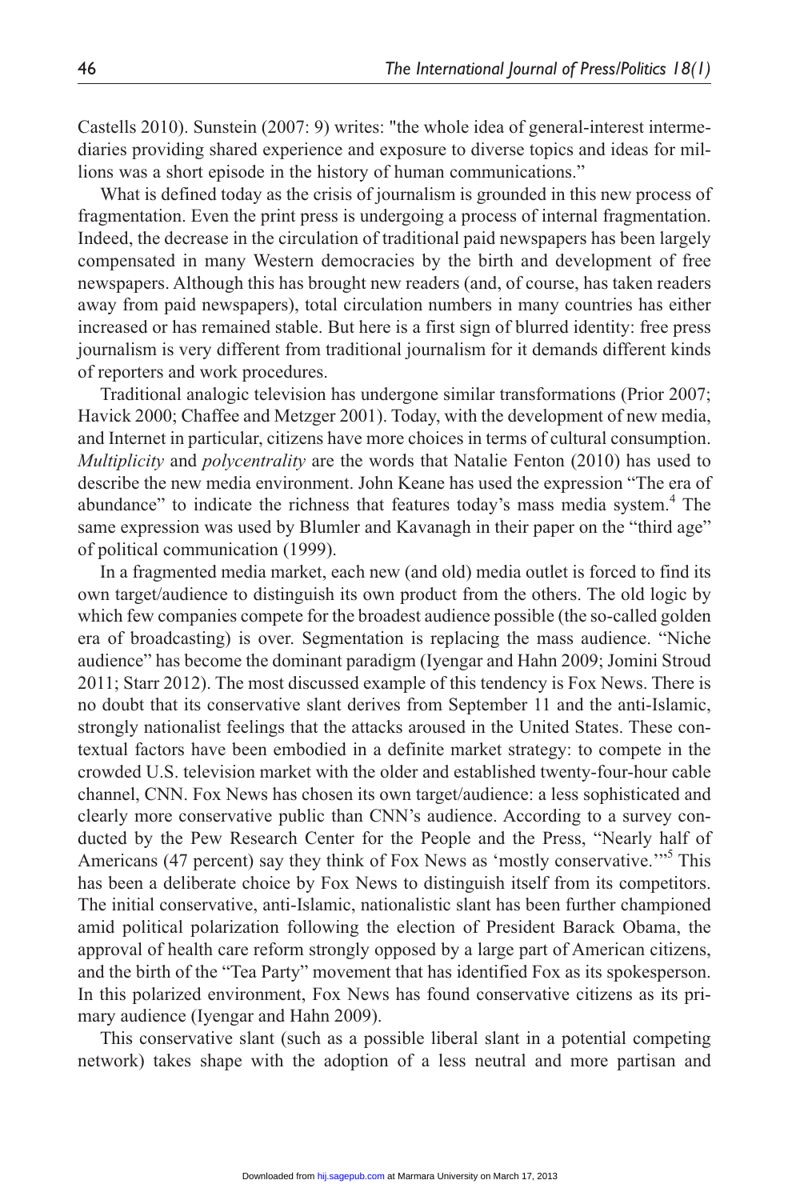Castells 2010). Sunstein (2007: 9) writes: "the whole idea of general-interest intermediaries providing shared experience and exposure to diverse topics and ideas for millions was a short episode in the history of human communications."

What is defined today as the crisis of journalism is grounded in this new process of fragmentation. Even the print press is undergoing a process of internal fragmentation. Indeed, the decrease in the circulation of traditional paid newspapers has been largely compensated in many Western democracies by the birth and development of free newspapers. Although this has brought new readers (and, of course, has taken readers away from paid newspapers), total circulation numbers in many countries has either increased or has remained stable. But here is a first sign of blurred identity: free press journalism is very different from traditional journalism for it demands different kinds of reporters and work procedures.

Traditional analogic television has undergone similar transformations (Prior 2007; Havick 2000; Chaffee and Metzger 2001). Today, with the development of new media, and Internet in particular, citizens have more choices in terms of cultural consumption. *Multiplicity* and *polycentrality* are the words that Natalie Fenton (2010) has used to describe the new media environment. John Keane has used the expression "The era of abundance" to indicate the richness that features today's mass media system.[4] The same expression was used by Blumler and Kavanagh in their paper on the "third age" of political communication (1999).

In a fragmented media market, each new (and old) media outlet is forced to find its own target/audience to distinguish its own product from the others. The old logic by which few companies compete for the broadest audience possible (the so-called golden era of broadcasting) is over. Segmentation is replacing the mass audience. "Niche audience" has become the dominant paradigm (Iyengar and Hahn 2009; Jomini Stroud 2011; Starr 2012). The most discussed example of this tendency is Fox News. There is no doubt that its conservative slant derives from September 11 and the anti-Islamic, strongly nationalist feelings that the attacks aroused in the United States. These contextual factors have been embodied in a definite market strategy: to compete in the crowded U.S. television market with the older and established twenty-four-hour cable channel, CNN. Fox News has chosen its own target/audience: a less sophisticated and clearly more conservative public than CNN's audience. According to a survey conducted by the Pew Research Center for the People and the Press, "Nearly half of Americans (47 percent) say they think of Fox News as 'mostly conservative.'"[5] This has been a deliberate choice by Fox News to distinguish itself from its competitors. The initial conservative, anti-Islamic, nationalistic slant has been further championed amid political polarization following the election of President Barack Obama, the approval of health care reform strongly opposed by a large part of American citizens, and the birth of the "Tea Party" movement that has identified Fox as its spokesperson. In this polarized environment, Fox News has found conservative citizens as its primary audience (Iyengar and Hahn 2009).

This conservative slant (such as a possible liberal slant in a potential competing network) takes shape with the adoption of a less neutral and more partisan and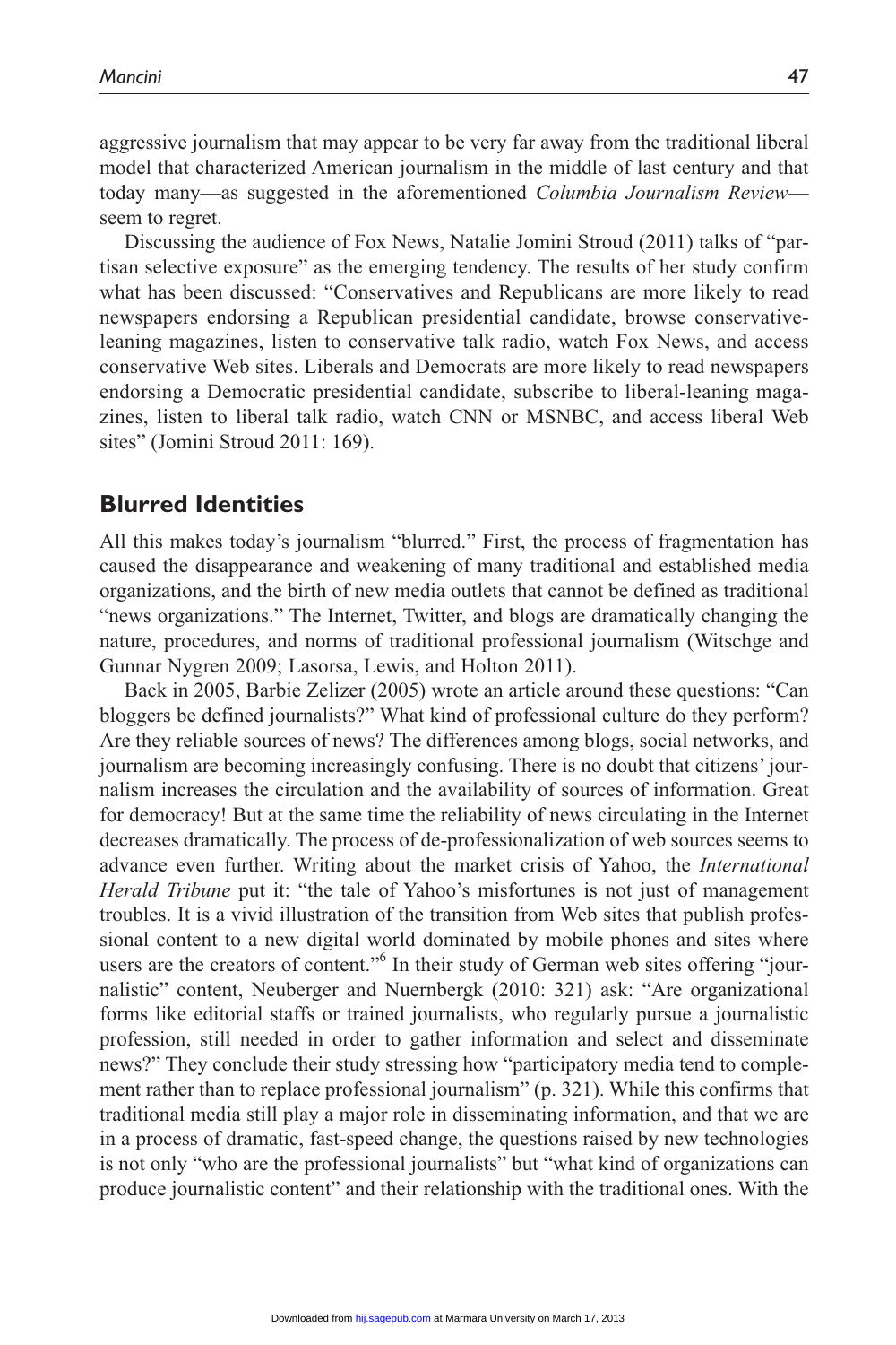aggressive journalism that may appear to be very far away from the traditional liberal model that characterized American journalism in the middle of last century and that today many—as suggested in the aforementioned *Columbia Journalism Review*—seem to regret.

Discussing the audience of Fox News, Natalie Jomini Stroud (2011) talks of "partisan selective exposure" as the emerging tendency. The results of her study confirm what has been discussed: "Conservatives and Republicans are more likely to read newspapers endorsing a Republican presidential candidate, browse conservative-leaning magazines, listen to conservative talk radio, watch Fox News, and access conservative Web sites. Liberals and Democrats are more likely to read newspapers endorsing a Democratic presidential candidate, subscribe to liberal-leaning magazines, listen to liberal talk radio, watch CNN or MSNBC, and access liberal Web sites" (Jomini Stroud 2011: 169).

## Blurred Identities

All this makes today's journalism "blurred." First, the process of fragmentation has caused the disappearance and weakening of many traditional and established media organizations, and the birth of new media outlets that cannot be defined as traditional "news organizations." The Internet, Twitter, and blogs are dramatically changing the nature, procedures, and norms of traditional professional journalism (Witschge and Gunnar Nygren 2009; Lasorsa, Lewis, and Holton 2011).

Back in 2005, Barbie Zelizer (2005) wrote an article around these questions: "Can bloggers be defined journalists?" What kind of professional culture do they perform? Are they reliable sources of news? The differences among blogs, social networks, and journalism are becoming increasingly confusing. There is no doubt that citizens' journalism increases the circulation and the availability of sources of information. Great for democracy! But at the same time the reliability of news circulating in the Internet decreases dramatically. The process of de-professionalization of web sources seems to advance even further. Writing about the market crisis of Yahoo, the *International Herald Tribune* put it: "the tale of Yahoo's misfortunes is not just of management troubles. It is a vivid illustration of the transition from Web sites that publish professional content to a new digital world dominated by mobile phones and sites where users are the creators of content."[6] In their study of German web sites offering "journalistic" content, Neuberger and Nuernbergk (2010: 321) ask: "Are organizational forms like editorial staffs or trained journalists, who regularly pursue a journalistic profession, still needed in order to gather information and select and disseminate news?" They conclude their study stressing how "participatory media tend to complement rather than to replace professional journalism" (p. 321). While this confirms that traditional media still play a major role in disseminating information, and that we are in a process of dramatic, fast-speed change, the questions raised by new technologies is not only "who are the professional journalists" but "what kind of organizations can produce journalistic content" and their relationship with the traditional ones. With the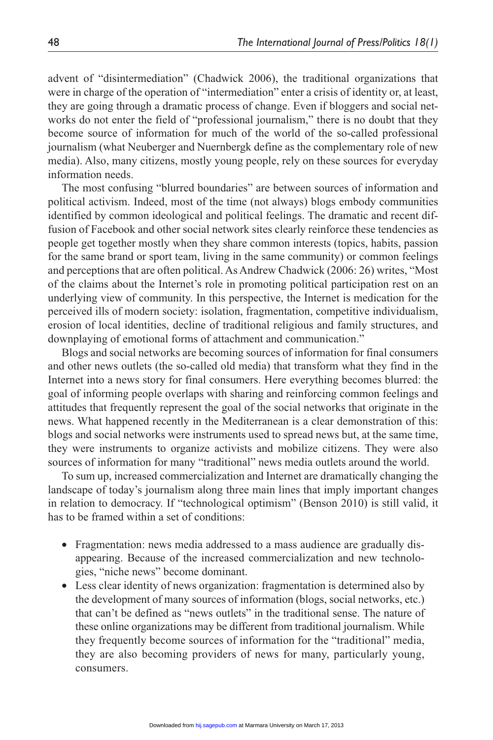advent of "disintermediation" (Chadwick 2006), the traditional organizations that were in charge of the operation of "intermediation" enter a crisis of identity or, at least, they are going through a dramatic process of change. Even if bloggers and social networks do not enter the field of "professional journalism," there is no doubt that they become source of information for much of the world of the so-called professional journalism (what Neuberger and Nuernbergk define as the complementary role of new media). Also, many citizens, mostly young people, rely on these sources for everyday information needs.

The most confusing "blurred boundaries" are between sources of information and political activism. Indeed, most of the time (not always) blogs embody communities identified by common ideological and political feelings. The dramatic and recent diffusion of Facebook and other social network sites clearly reinforce these tendencies as people get together mostly when they share common interests (topics, habits, passion for the same brand or sport team, living in the same community) or common feelings and perceptions that are often political. As Andrew Chadwick (2006: 26) writes, "Most of the claims about the Internet's role in promoting political participation rest on an underlying view of community. In this perspective, the Internet is medication for the perceived ills of modern society: isolation, fragmentation, competitive individualism, erosion of local identities, decline of traditional religious and family structures, and downplaying of emotional forms of attachment and communication."

Blogs and social networks are becoming sources of information for final consumers and other news outlets (the so-called old media) that transform what they find in the Internet into a news story for final consumers. Here everything becomes blurred: the goal of informing people overlaps with sharing and reinforcing common feelings and attitudes that frequently represent the goal of the social networks that originate in the news. What happened recently in the Mediterranean is a clear demonstration of this: blogs and social networks were instruments used to spread news but, at the same time, they were instruments to organize activists and mobilize citizens. They were also sources of information for many "traditional" news media outlets around the world.

To sum up, increased commercialization and Internet are dramatically changing the landscape of today's journalism along three main lines that imply important changes in relation to democracy. If "technological optimism" (Benson 2010) is still valid, it has to be framed within a set of conditions:

- Fragmentation: news media addressed to a mass audience are gradually disappearing. Because of the increased commercialization and new technologies, "niche news" become dominant.
- Less clear identity of news organization: fragmentation is determined also by the development of many sources of information (blogs, social networks, etc.) that can't be defined as "news outlets" in the traditional sense. The nature of these online organizations may be different from traditional journalism. While they frequently become sources of information for the "traditional" media, they are also becoming providers of news for many, particularly young, consumers.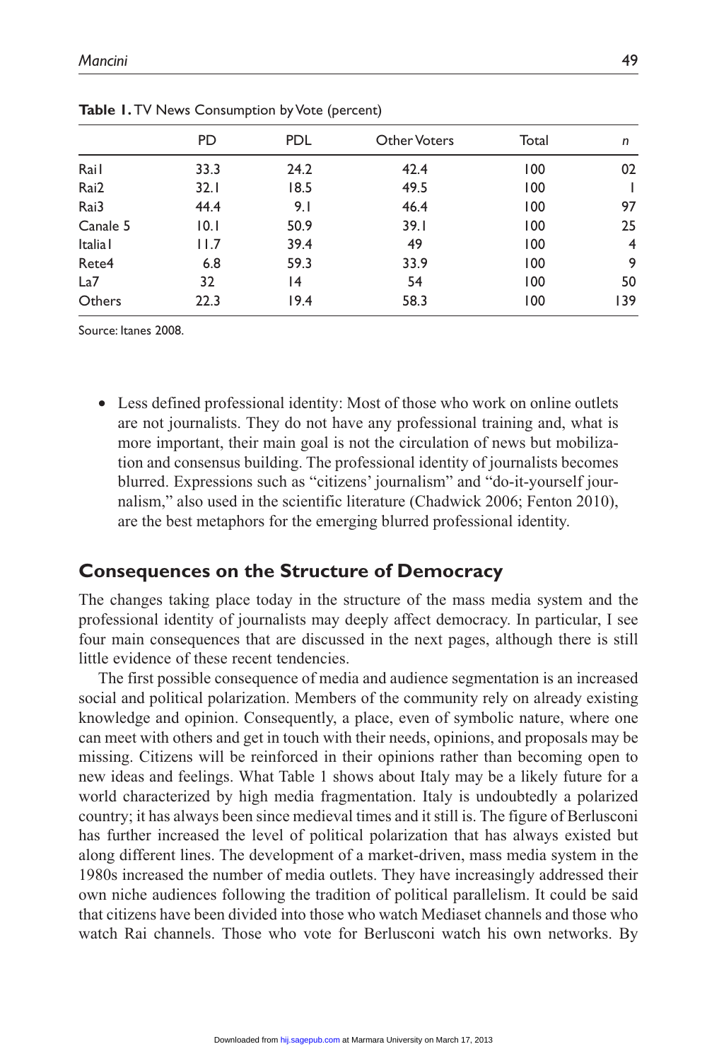**Table 1.** TV News Consumption by Vote (percent)

| | PD | PDL | Other Voters | Total | *n* |
|---|---|---|---|---|---|
| Rai1 | 33.3 | 24.2 | 42.4 | 100 | 02 |
| Rai2 | 32.1 | 18.5 | 49.5 | 100 | 1 |
| Rai3 | 44.4 | 9.1 | 46.4 | 100 | 97 |
| Canale 5 | 10.1 | 50.9 | 39.1 | 100 | 25 |
| Italia1 | 11.7 | 39.4 | 49 | 100 | 4 |
| Rete4 | 6.8 | 59.3 | 33.9 | 100 | 9 |
| La7 | 32 | 14 | 54 | 100 | 50 |
| Others | 22.3 | 19.4 | 58.3 | 100 | 139 |

Source: Itanes 2008.

- Less defined professional identity: Most of those who work on online outlets are not journalists. They do not have any professional training and, what is more important, their main goal is not the circulation of news but mobilization and consensus building. The professional identity of journalists becomes blurred. Expressions such as "citizens' journalism" and "do-it-yourself journalism," also used in the scientific literature (Chadwick 2006; Fenton 2010), are the best metaphors for the emerging blurred professional identity.

## Consequences on the Structure of Democracy

The changes taking place today in the structure of the mass media system and the professional identity of journalists may deeply affect democracy. In particular, I see four main consequences that are discussed in the next pages, although there is still little evidence of these recent tendencies.

The first possible consequence of media and audience segmentation is an increased social and political polarization. Members of the community rely on already existing knowledge and opinion. Consequently, a place, even of symbolic nature, where one can meet with others and get in touch with their needs, opinions, and proposals may be missing. Citizens will be reinforced in their opinions rather than becoming open to new ideas and feelings. What Table 1 shows about Italy may be a likely future for a world characterized by high media fragmentation. Italy is undoubtedly a polarized country; it has always been since medieval times and it still is. The figure of Berlusconi has further increased the level of political polarization that has always existed but along different lines. The development of a market-driven, mass media system in the 1980s increased the number of media outlets. They have increasingly addressed their own niche audiences following the tradition of political parallelism. It could be said that citizens have been divided into those who watch Mediaset channels and those who watch Rai channels. Those who vote for Berlusconi watch his own networks. By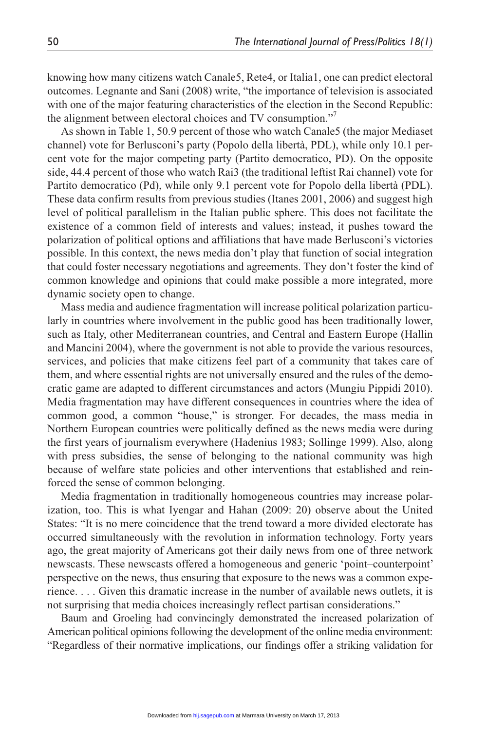knowing how many citizens watch Canale5, Rete4, or Italia1, one can predict electoral outcomes. Legnante and Sani (2008) write, "the importance of television is associated with one of the major featuring characteristics of the election in the Second Republic: the alignment between electoral choices and TV consumption."[7]

As shown in Table 1, 50.9 percent of those who watch Canale5 (the major Mediaset channel) vote for Berlusconi's party (Popolo della libertà, PDL), while only 10.1 percent vote for the major competing party (Partito democratico, PD). On the opposite side, 44.4 percent of those who watch Rai3 (the traditional leftist Rai channel) vote for Partito democratico (Pd), while only 9.1 percent vote for Popolo della libertà (PDL). These data confirm results from previous studies (Itanes 2001, 2006) and suggest high level of political parallelism in the Italian public sphere. This does not facilitate the existence of a common field of interests and values; instead, it pushes toward the polarization of political options and affiliations that have made Berlusconi's victories possible. In this context, the news media don't play that function of social integration that could foster necessary negotiations and agreements. They don't foster the kind of common knowledge and opinions that could make possible a more integrated, more dynamic society open to change.

Mass media and audience fragmentation will increase political polarization particularly in countries where involvement in the public good has been traditionally lower, such as Italy, other Mediterranean countries, and Central and Eastern Europe (Hallin and Mancini 2004), where the government is not able to provide the various resources, services, and policies that make citizens feel part of a community that takes care of them, and where essential rights are not universally ensured and the rules of the democratic game are adapted to different circumstances and actors (Mungiu Pippidi 2010). Media fragmentation may have different consequences in countries where the idea of common good, a common "house," is stronger. For decades, the mass media in Northern European countries were politically defined as the news media were during the first years of journalism everywhere (Hadenius 1983; Sollinge 1999). Also, along with press subsidies, the sense of belonging to the national community was high because of welfare state policies and other interventions that established and reinforced the sense of common belonging.

Media fragmentation in traditionally homogeneous countries may increase polarization, too. This is what Iyengar and Hahan (2009: 20) observe about the United States: "It is no mere coincidence that the trend toward a more divided electorate has occurred simultaneously with the revolution in information technology. Forty years ago, the great majority of Americans got their daily news from one of three network newscasts. These newscasts offered a homogeneous and generic 'point–counterpoint' perspective on the news, thus ensuring that exposure to the news was a common experience. . . . Given this dramatic increase in the number of available news outlets, it is not surprising that media choices increasingly reflect partisan considerations."

Baum and Groeling had convincingly demonstrated the increased polarization of American political opinions following the development of the online media environment: "Regardless of their normative implications, our findings offer a striking validation for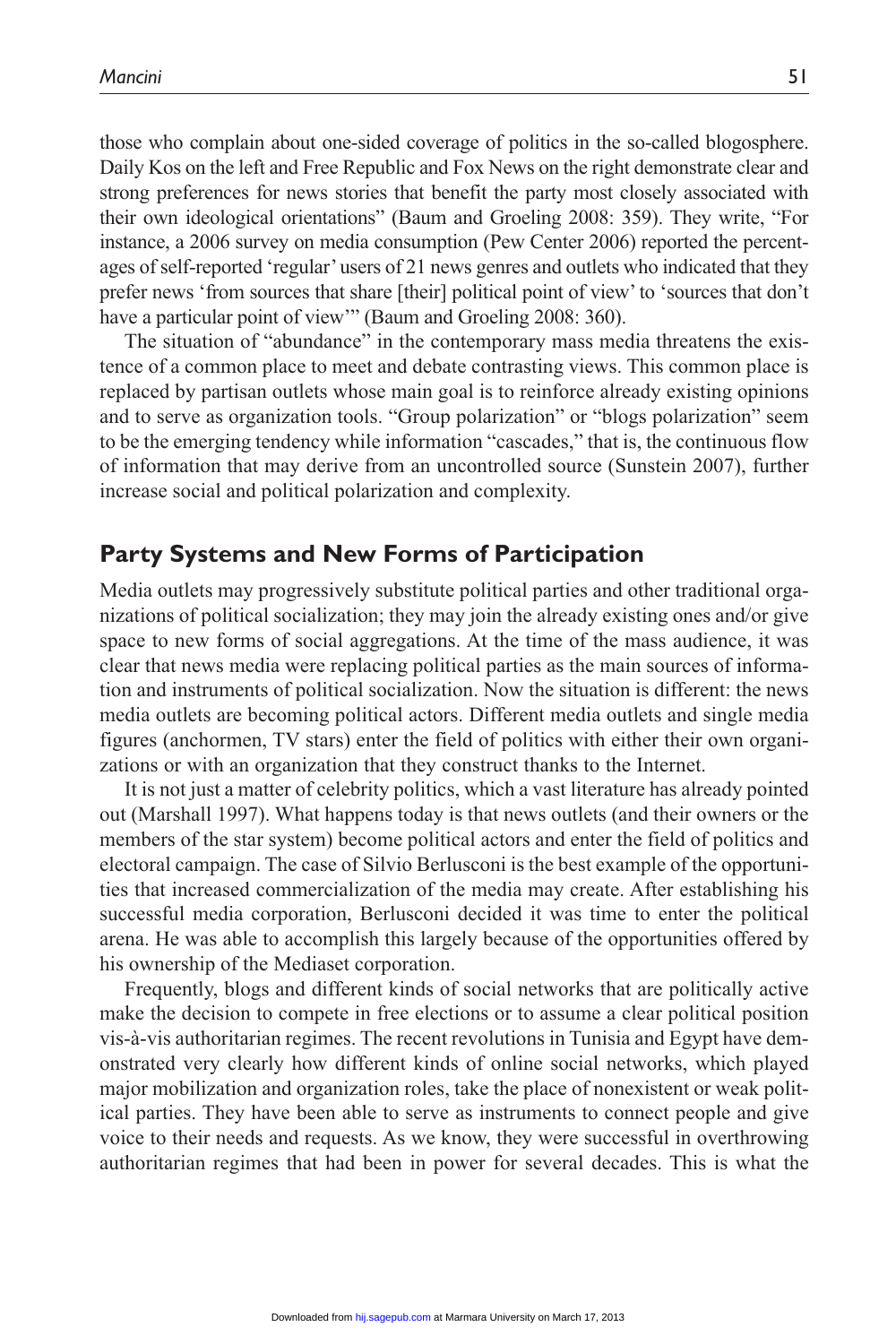those who complain about one-sided coverage of politics in the so-called blogosphere. Daily Kos on the left and Free Republic and Fox News on the right demonstrate clear and strong preferences for news stories that benefit the party most closely associated with their own ideological orientations" (Baum and Groeling 2008: 359). They write, "For instance, a 2006 survey on media consumption (Pew Center 2006) reported the percentages of self-reported 'regular' users of 21 news genres and outlets who indicated that they prefer news 'from sources that share [their] political point of view' to 'sources that don't have a particular point of view'" (Baum and Groeling 2008: 360).

The situation of "abundance" in the contemporary mass media threatens the existence of a common place to meet and debate contrasting views. This common place is replaced by partisan outlets whose main goal is to reinforce already existing opinions and to serve as organization tools. "Group polarization" or "blogs polarization" seem to be the emerging tendency while information "cascades," that is, the continuous flow of information that may derive from an uncontrolled source (Sunstein 2007), further increase social and political polarization and complexity.

## Party Systems and New Forms of Participation

Media outlets may progressively substitute political parties and other traditional organizations of political socialization; they may join the already existing ones and/or give space to new forms of social aggregations. At the time of the mass audience, it was clear that news media were replacing political parties as the main sources of information and instruments of political socialization. Now the situation is different: the news media outlets are becoming political actors. Different media outlets and single media figures (anchormen, TV stars) enter the field of politics with either their own organizations or with an organization that they construct thanks to the Internet.

It is not just a matter of celebrity politics, which a vast literature has already pointed out (Marshall 1997). What happens today is that news outlets (and their owners or the members of the star system) become political actors and enter the field of politics and electoral campaign. The case of Silvio Berlusconi is the best example of the opportunities that increased commercialization of the media may create. After establishing his successful media corporation, Berlusconi decided it was time to enter the political arena. He was able to accomplish this largely because of the opportunities offered by his ownership of the Mediaset corporation.

Frequently, blogs and different kinds of social networks that are politically active make the decision to compete in free elections or to assume a clear political position vis-à-vis authoritarian regimes. The recent revolutions in Tunisia and Egypt have demonstrated very clearly how different kinds of online social networks, which played major mobilization and organization roles, take the place of nonexistent or weak political parties. They have been able to serve as instruments to connect people and give voice to their needs and requests. As we know, they were successful in overthrowing authoritarian regimes that had been in power for several decades. This is what the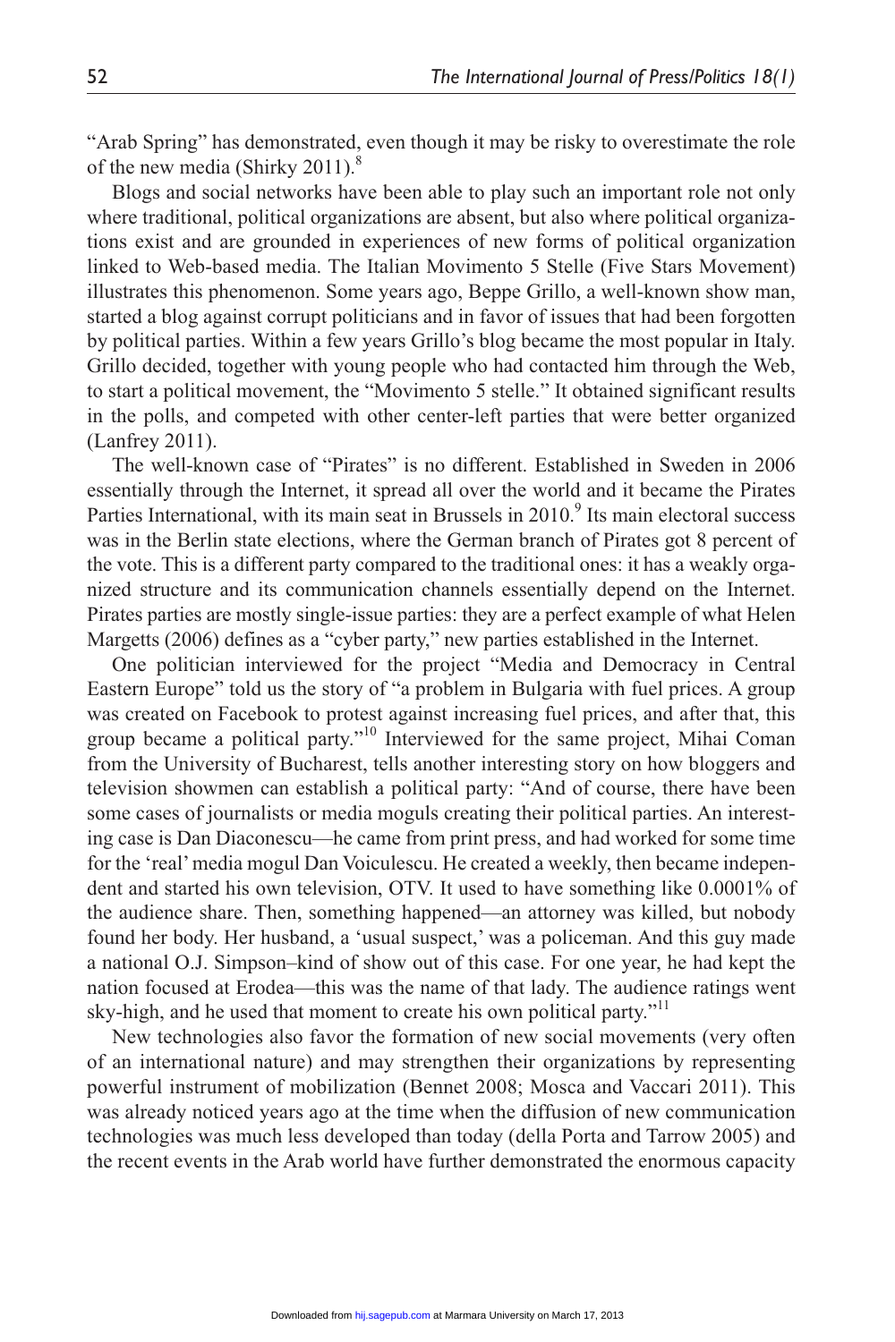"Arab Spring" has demonstrated, even though it may be risky to overestimate the role of the new media (Shirky 2011).[8]

Blogs and social networks have been able to play such an important role not only where traditional, political organizations are absent, but also where political organizations exist and are grounded in experiences of new forms of political organization linked to Web-based media. The Italian Movimento 5 Stelle (Five Stars Movement) illustrates this phenomenon. Some years ago, Beppe Grillo, a well-known show man, started a blog against corrupt politicians and in favor of issues that had been forgotten by political parties. Within a few years Grillo's blog became the most popular in Italy. Grillo decided, together with young people who had contacted him through the Web, to start a political movement, the "Movimento 5 stelle." It obtained significant results in the polls, and competed with other center-left parties that were better organized (Lanfrey 2011).

The well-known case of "Pirates" is no different. Established in Sweden in 2006 essentially through the Internet, it spread all over the world and it became the Pirates Parties International, with its main seat in Brussels in 2010.[9] Its main electoral success was in the Berlin state elections, where the German branch of Pirates got 8 percent of the vote. This is a different party compared to the traditional ones: it has a weakly organized structure and its communication channels essentially depend on the Internet. Pirates parties are mostly single-issue parties: they are a perfect example of what Helen Margetts (2006) defines as a "cyber party," new parties established in the Internet.

One politician interviewed for the project "Media and Democracy in Central Eastern Europe" told us the story of "a problem in Bulgaria with fuel prices. A group was created on Facebook to protest against increasing fuel prices, and after that, this group became a political party."[10] Interviewed for the same project, Mihai Coman from the University of Bucharest, tells another interesting story on how bloggers and television showmen can establish a political party: "And of course, there have been some cases of journalists or media moguls creating their political parties. An interesting case is Dan Diaconescu—he came from print press, and had worked for some time for the 'real' media mogul Dan Voiculescu. He created a weekly, then became independent and started his own television, OTV. It used to have something like 0.0001% of the audience share. Then, something happened—an attorney was killed, but nobody found her body. Her husband, a 'usual suspect,' was a policeman. And this guy made a national O.J. Simpson–kind of show out of this case. For one year, he had kept the nation focused at Erodea—this was the name of that lady. The audience ratings went sky-high, and he used that moment to create his own political party."[11]

New technologies also favor the formation of new social movements (very often of an international nature) and may strengthen their organizations by representing powerful instrument of mobilization (Bennet 2008; Mosca and Vaccari 2011). This was already noticed years ago at the time when the diffusion of new communication technologies was much less developed than today (della Porta and Tarrow 2005) and the recent events in the Arab world have further demonstrated the enormous capacity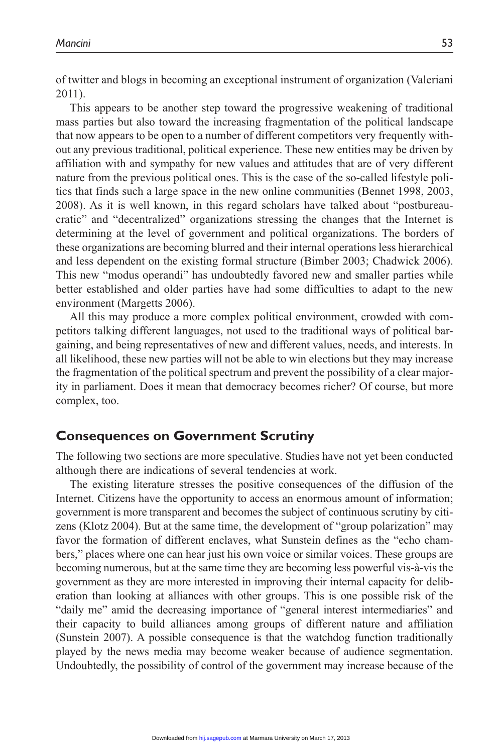of twitter and blogs in becoming an exceptional instrument of organization (Valeriani 2011).

This appears to be another step toward the progressive weakening of traditional mass parties but also toward the increasing fragmentation of the political landscape that now appears to be open to a number of different competitors very frequently without any previous traditional, political experience. These new entities may be driven by affiliation with and sympathy for new values and attitudes that are of very different nature from the previous political ones. This is the case of the so-called lifestyle politics that finds such a large space in the new online communities (Bennet 1998, 2003, 2008). As it is well known, in this regard scholars have talked about "postbureaucratic" and "decentralized" organizations stressing the changes that the Internet is determining at the level of government and political organizations. The borders of these organizations are becoming blurred and their internal operations less hierarchical and less dependent on the existing formal structure (Bimber 2003; Chadwick 2006). This new "modus operandi" has undoubtedly favored new and smaller parties while better established and older parties have had some difficulties to adapt to the new environment (Margetts 2006).

All this may produce a more complex political environment, crowded with competitors talking different languages, not used to the traditional ways of political bargaining, and being representatives of new and different values, needs, and interests. In all likelihood, these new parties will not be able to win elections but they may increase the fragmentation of the political spectrum and prevent the possibility of a clear majority in parliament. Does it mean that democracy becomes richer? Of course, but more complex, too.

## Consequences on Government Scrutiny

The following two sections are more speculative. Studies have not yet been conducted although there are indications of several tendencies at work.

The existing literature stresses the positive consequences of the diffusion of the Internet. Citizens have the opportunity to access an enormous amount of information; government is more transparent and becomes the subject of continuous scrutiny by citizens (Klotz 2004). But at the same time, the development of "group polarization" may favor the formation of different enclaves, what Sunstein defines as the "echo chambers," places where one can hear just his own voice or similar voices. These groups are becoming numerous, but at the same time they are becoming less powerful vis-à-vis the government as they are more interested in improving their internal capacity for deliberation than looking at alliances with other groups. This is one possible risk of the "daily me" amid the decreasing importance of "general interest intermediaries" and their capacity to build alliances among groups of different nature and affiliation (Sunstein 2007). A possible consequence is that the watchdog function traditionally played by the news media may become weaker because of audience segmentation. Undoubtedly, the possibility of control of the government may increase because of the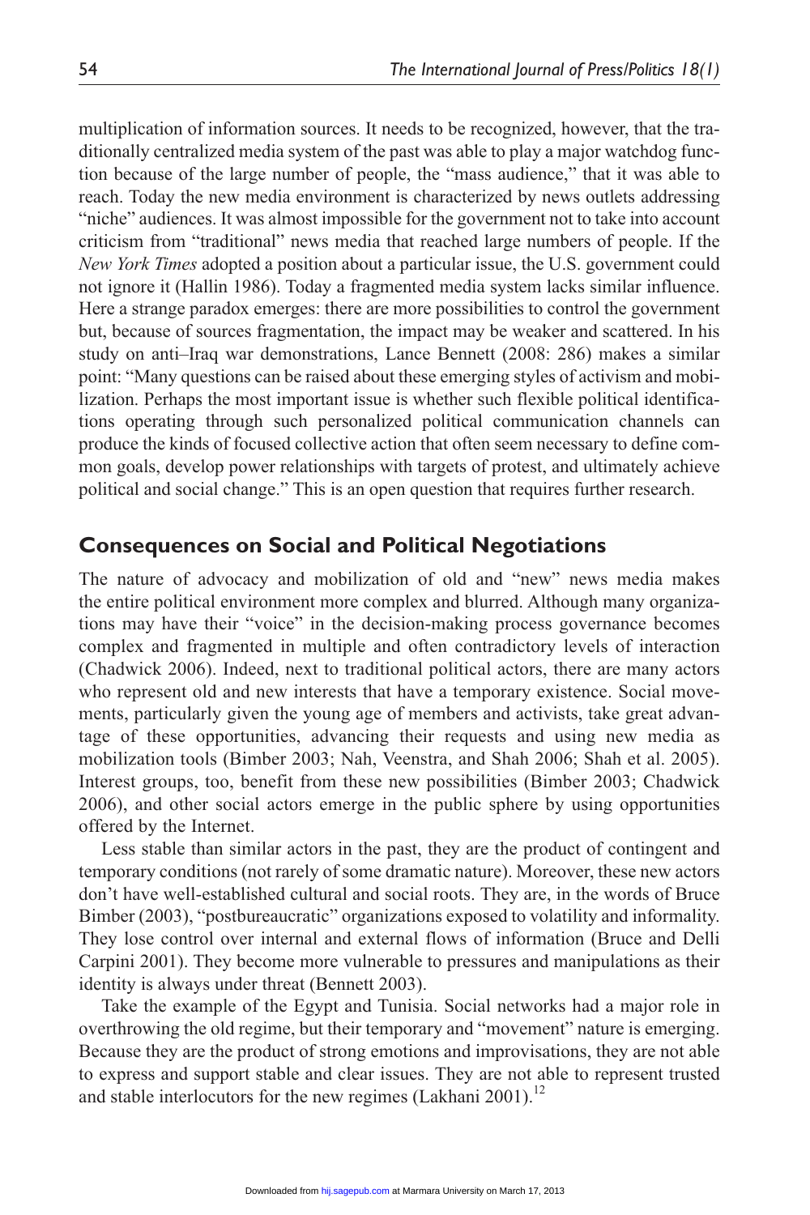multiplication of information sources. It needs to be recognized, however, that the traditionally centralized media system of the past was able to play a major watchdog function because of the large number of people, the "mass audience," that it was able to reach. Today the new media environment is characterized by news outlets addressing "niche" audiences. It was almost impossible for the government not to take into account criticism from "traditional" news media that reached large numbers of people. If the *New York Times* adopted a position about a particular issue, the U.S. government could not ignore it (Hallin 1986). Today a fragmented media system lacks similar influence. Here a strange paradox emerges: there are more possibilities to control the government but, because of sources fragmentation, the impact may be weaker and scattered. In his study on anti–Iraq war demonstrations, Lance Bennett (2008: 286) makes a similar point: "Many questions can be raised about these emerging styles of activism and mobilization. Perhaps the most important issue is whether such flexible political identifications operating through such personalized political communication channels can produce the kinds of focused collective action that often seem necessary to define common goals, develop power relationships with targets of protest, and ultimately achieve political and social change." This is an open question that requires further research.

## Consequences on Social and Political Negotiations

The nature of advocacy and mobilization of old and "new" news media makes the entire political environment more complex and blurred. Although many organizations may have their "voice" in the decision-making process governance becomes complex and fragmented in multiple and often contradictory levels of interaction (Chadwick 2006). Indeed, next to traditional political actors, there are many actors who represent old and new interests that have a temporary existence. Social movements, particularly given the young age of members and activists, take great advantage of these opportunities, advancing their requests and using new media as mobilization tools (Bimber 2003; Nah, Veenstra, and Shah 2006; Shah et al. 2005). Interest groups, too, benefit from these new possibilities (Bimber 2003; Chadwick 2006), and other social actors emerge in the public sphere by using opportunities offered by the Internet.

Less stable than similar actors in the past, they are the product of contingent and temporary conditions (not rarely of some dramatic nature). Moreover, these new actors don't have well-established cultural and social roots. They are, in the words of Bruce Bimber (2003), "postbureaucratic" organizations exposed to volatility and informality. They lose control over internal and external flows of information (Bruce and Delli Carpini 2001). They become more vulnerable to pressures and manipulations as their identity is always under threat (Bennett 2003).

Take the example of the Egypt and Tunisia. Social networks had a major role in overthrowing the old regime, but their temporary and "movement" nature is emerging. Because they are the product of strong emotions and improvisations, they are not able to express and support stable and clear issues. They are not able to represent trusted and stable interlocutors for the new regimes (Lakhani 2001).[12]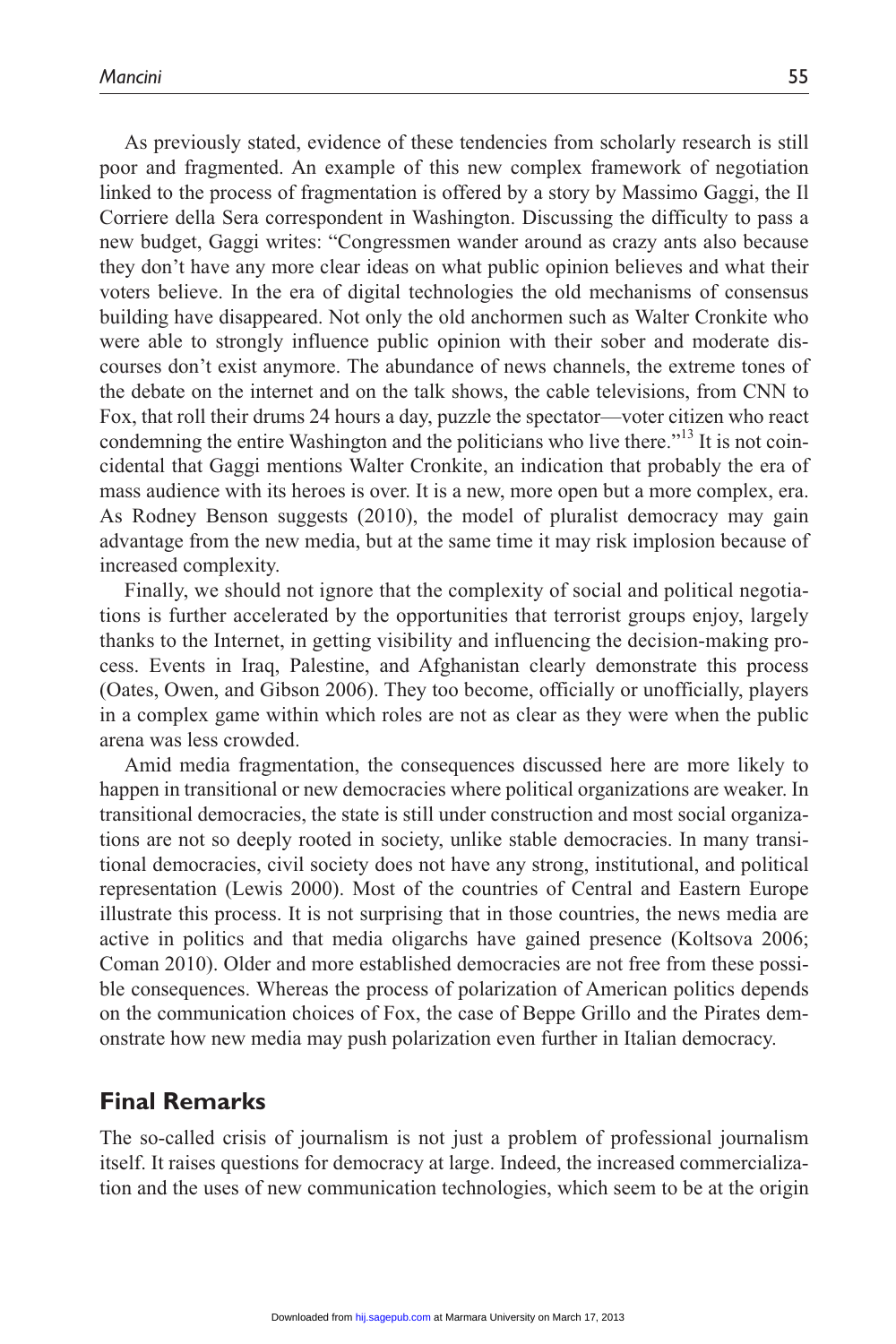As previously stated, evidence of these tendencies from scholarly research is still poor and fragmented. An example of this new complex framework of negotiation linked to the process of fragmentation is offered by a story by Massimo Gaggi, the Il Corriere della Sera correspondent in Washington. Discussing the difficulty to pass a new budget, Gaggi writes: "Congressmen wander around as crazy ants also because they don't have any more clear ideas on what public opinion believes and what their voters believe. In the era of digital technologies the old mechanisms of consensus building have disappeared. Not only the old anchormen such as Walter Cronkite who were able to strongly influence public opinion with their sober and moderate discourses don't exist anymore. The abundance of news channels, the extreme tones of the debate on the internet and on the talk shows, the cable televisions, from CNN to Fox, that roll their drums 24 hours a day, puzzle the spectator—voter citizen who react condemning the entire Washington and the politicians who live there."[13] It is not coincidental that Gaggi mentions Walter Cronkite, an indication that probably the era of mass audience with its heroes is over. It is a new, more open but a more complex, era. As Rodney Benson suggests (2010), the model of pluralist democracy may gain advantage from the new media, but at the same time it may risk implosion because of increased complexity.

Finally, we should not ignore that the complexity of social and political negotiations is further accelerated by the opportunities that terrorist groups enjoy, largely thanks to the Internet, in getting visibility and influencing the decision-making process. Events in Iraq, Palestine, and Afghanistan clearly demonstrate this process (Oates, Owen, and Gibson 2006). They too become, officially or unofficially, players in a complex game within which roles are not as clear as they were when the public arena was less crowded.

Amid media fragmentation, the consequences discussed here are more likely to happen in transitional or new democracies where political organizations are weaker. In transitional democracies, the state is still under construction and most social organizations are not so deeply rooted in society, unlike stable democracies. In many transitional democracies, civil society does not have any strong, institutional, and political representation (Lewis 2000). Most of the countries of Central and Eastern Europe illustrate this process. It is not surprising that in those countries, the news media are active in politics and that media oligarchs have gained presence (Koltsova 2006; Coman 2010). Older and more established democracies are not free from these possible consequences. Whereas the process of polarization of American politics depends on the communication choices of Fox, the case of Beppe Grillo and the Pirates demonstrate how new media may push polarization even further in Italian democracy.

## Final Remarks

The so-called crisis of journalism is not just a problem of professional journalism itself. It raises questions for democracy at large. Indeed, the increased commercialization and the uses of new communication technologies, which seem to be at the origin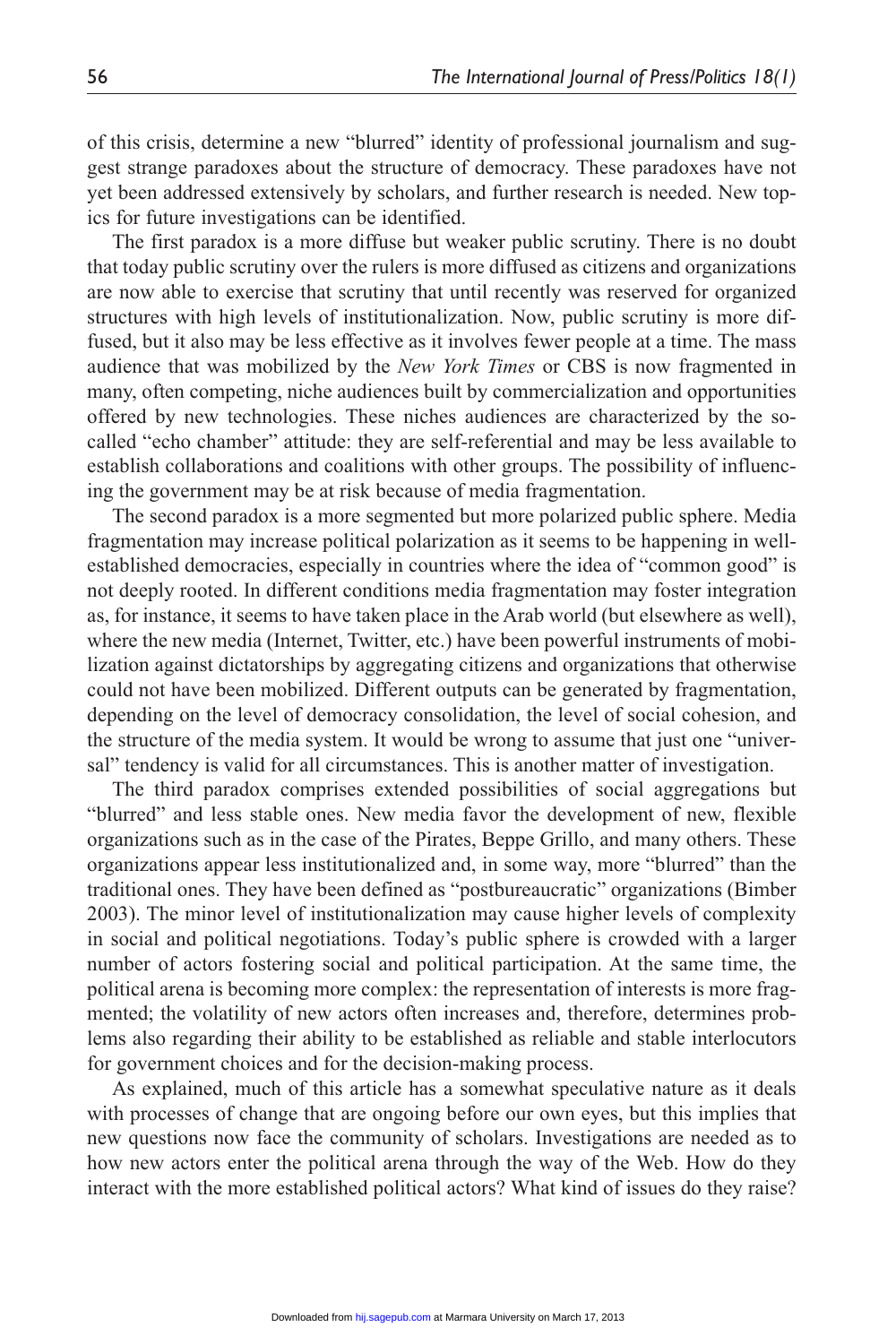of this crisis, determine a new "blurred" identity of professional journalism and suggest strange paradoxes about the structure of democracy. These paradoxes have not yet been addressed extensively by scholars, and further research is needed. New topics for future investigations can be identified.

The first paradox is a more diffuse but weaker public scrutiny. There is no doubt that today public scrutiny over the rulers is more diffused as citizens and organizations are now able to exercise that scrutiny that until recently was reserved for organized structures with high levels of institutionalization. Now, public scrutiny is more diffused, but it also may be less effective as it involves fewer people at a time. The mass audience that was mobilized by the *New York Times* or CBS is now fragmented in many, often competing, niche audiences built by commercialization and opportunities offered by new technologies. These niches audiences are characterized by the so-called "echo chamber" attitude: they are self-referential and may be less available to establish collaborations and coalitions with other groups. The possibility of influencing the government may be at risk because of media fragmentation.

The second paradox is a more segmented but more polarized public sphere. Media fragmentation may increase political polarization as it seems to be happening in well-established democracies, especially in countries where the idea of "common good" is not deeply rooted. In different conditions media fragmentation may foster integration as, for instance, it seems to have taken place in the Arab world (but elsewhere as well), where the new media (Internet, Twitter, etc.) have been powerful instruments of mobilization against dictatorships by aggregating citizens and organizations that otherwise could not have been mobilized. Different outputs can be generated by fragmentation, depending on the level of democracy consolidation, the level of social cohesion, and the structure of the media system. It would be wrong to assume that just one "universal" tendency is valid for all circumstances. This is another matter of investigation.

The third paradox comprises extended possibilities of social aggregations but "blurred" and less stable ones. New media favor the development of new, flexible organizations such as in the case of the Pirates, Beppe Grillo, and many others. These organizations appear less institutionalized and, in some way, more "blurred" than the traditional ones. They have been defined as "postbureaucratic" organizations (Bimber 2003). The minor level of institutionalization may cause higher levels of complexity in social and political negotiations. Today's public sphere is crowded with a larger number of actors fostering social and political participation. At the same time, the political arena is becoming more complex: the representation of interests is more fragmented; the volatility of new actors often increases and, therefore, determines problems also regarding their ability to be established as reliable and stable interlocutors for government choices and for the decision-making process.

As explained, much of this article has a somewhat speculative nature as it deals with processes of change that are ongoing before our own eyes, but this implies that new questions now face the community of scholars. Investigations are needed as to how new actors enter the political arena through the way of the Web. How do they interact with the more established political actors? What kind of issues do they raise?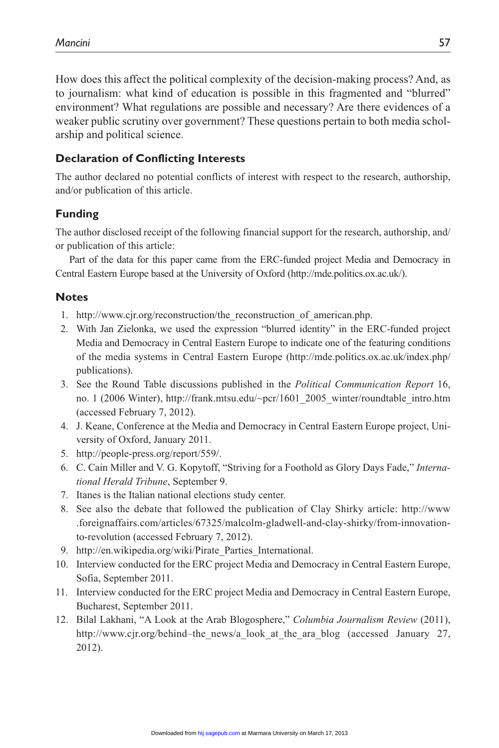How does this affect the political complexity of the decision-making process? And, as to journalism: what kind of education is possible in this fragmented and "blurred" environment? What regulations are possible and necessary? Are there evidences of a weaker public scrutiny over government? These questions pertain to both media scholarship and political science.

### Declaration of Conflicting Interests

The author declared no potential conflicts of interest with respect to the research, authorship, and/or publication of this article.

### Funding

The author disclosed receipt of the following financial support for the research, authorship, and/or publication of this article:

Part of the data for this paper came from the ERC-funded project Media and Democracy in Central Eastern Europe based at the University of Oxford (http://mde.politics.ox.ac.uk/).

### Notes

1. http://www.cjr.org/reconstruction/the_reconstruction_of_american.php.
2. With Jan Zielonka, we used the expression "blurred identity" in the ERC-funded project Media and Democracy in Central Eastern Europe to indicate one of the featuring conditions of the media systems in Central Eastern Europe (http://mde.politics.ox.ac.uk/index.php/publications).
3. See the Round Table discussions published in the *Political Communication Report* 16, no. 1 (2006 Winter), http://frank.mtsu.edu/~pcr/1601_2005_winter/roundtable_intro.htm (accessed February 7, 2012).
4. J. Keane, Conference at the Media and Democracy in Central Eastern Europe project, University of Oxford, January 2011.
5. http://people-press.org/report/559/.
6. C. Cain Miller and V. G. Kopytoff, "Striving for a Foothold as Glory Days Fade," *International Herald Tribune*, September 9.
7. Itanes is the Italian national elections study center.
8. See also the debate that followed the publication of Clay Shirky article: http://www.foreignaffairs.com/articles/67325/malcolm-gladwell-and-clay-shirky/from-innovation-to-revolution (accessed February 7, 2012).
9. http://en.wikipedia.org/wiki/Pirate_Parties_International.
10. Interview conducted for the ERC project Media and Democracy in Central Eastern Europe, Sofia, September 2011.
11. Interview conducted for the ERC project Media and Democracy in Central Eastern Europe, Bucharest, September 2011.
12. Bilal Lakhani, "A Look at the Arab Blogosphere," *Columbia Journalism Review* (2011), http://www.cjr.org/behind–the_news/a_look_at_the_ara_blog (accessed January 27, 2012).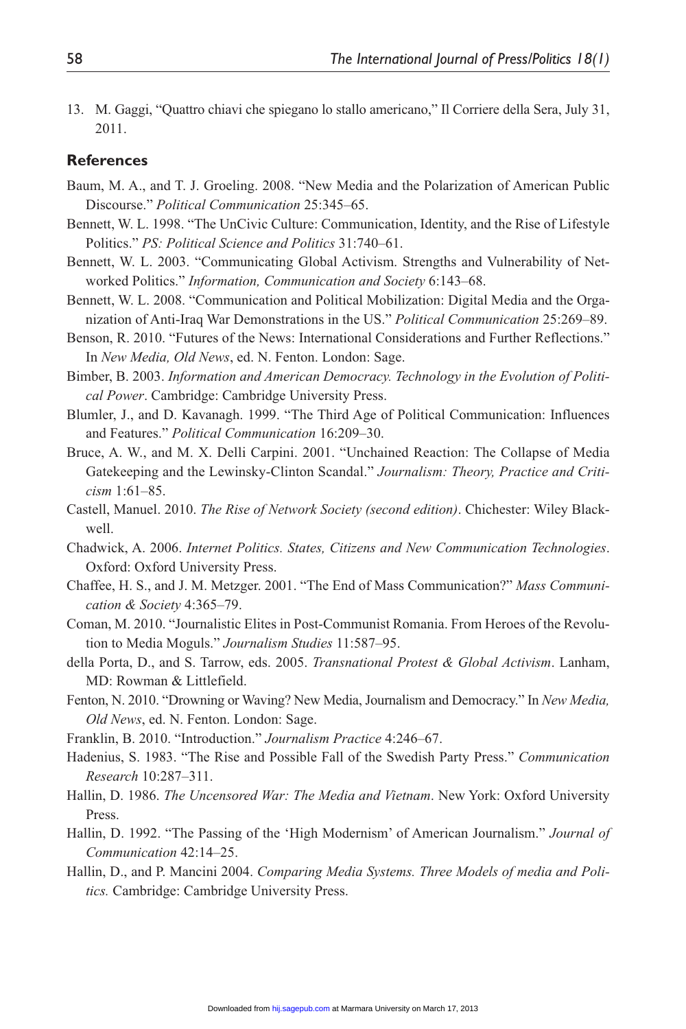13. M. Gaggi, "Quattro chiavi che spiegano lo stallo americano," Il Corriere della Sera, July 31, 2011.

### References

Baum, M. A., and T. J. Groeling. 2008. "New Media and the Polarization of American Public Discourse." *Political Communication* 25:345–65.

Bennett, W. L. 1998. "The UnCivic Culture: Communication, Identity, and the Rise of Lifestyle Politics." *PS: Political Science and Politics* 31:740–61.

Bennett, W. L. 2003. "Communicating Global Activism. Strengths and Vulnerability of Networked Politics." *Information, Communication and Society* 6:143–68.

Bennett, W. L. 2008. "Communication and Political Mobilization: Digital Media and the Organization of Anti-Iraq War Demonstrations in the US." *Political Communication* 25:269–89.

Benson, R. 2010. "Futures of the News: International Considerations and Further Reflections." In *New Media, Old News*, ed. N. Fenton. London: Sage.

Bimber, B. 2003. *Information and American Democracy. Technology in the Evolution of Political Power*. Cambridge: Cambridge University Press.

Blumler, J., and D. Kavanagh. 1999. "The Third Age of Political Communication: Influences and Features." *Political Communication* 16:209–30.

Bruce, A. W., and M. X. Delli Carpini. 2001. "Unchained Reaction: The Collapse of Media Gatekeeping and the Lewinsky-Clinton Scandal." *Journalism: Theory, Practice and Criticism* 1:61–85.

Castell, Manuel. 2010. *The Rise of Network Society (second edition)*. Chichester: Wiley Blackwell.

Chadwick, A. 2006. *Internet Politics. States, Citizens and New Communication Technologies*. Oxford: Oxford University Press.

Chaffee, H. S., and J. M. Metzger. 2001. "The End of Mass Communication?" *Mass Communication & Society* 4:365–79.

Coman, M. 2010. "Journalistic Elites in Post-Communist Romania. From Heroes of the Revolution to Media Moguls." *Journalism Studies* 11:587–95.

della Porta, D., and S. Tarrow, eds. 2005. *Transnational Protest & Global Activism*. Lanham, MD: Rowman & Littlefield.

Fenton, N. 2010. "Drowning or Waving? New Media, Journalism and Democracy." In *New Media, Old News*, ed. N. Fenton. London: Sage.

Franklin, B. 2010. "Introduction." *Journalism Practice* 4:246–67.

Hadenius, S. 1983. "The Rise and Possible Fall of the Swedish Party Press." *Communication Research* 10:287–311.

Hallin, D. 1986. *The Uncensored War: The Media and Vietnam*. New York: Oxford University Press.

Hallin, D. 1992. "The Passing of the 'High Modernism' of American Journalism." *Journal of Communication* 42:14–25.

Hallin, D., and P. Mancini 2004. *Comparing Media Systems. Three Models of media and Politics.* Cambridge: Cambridge University Press.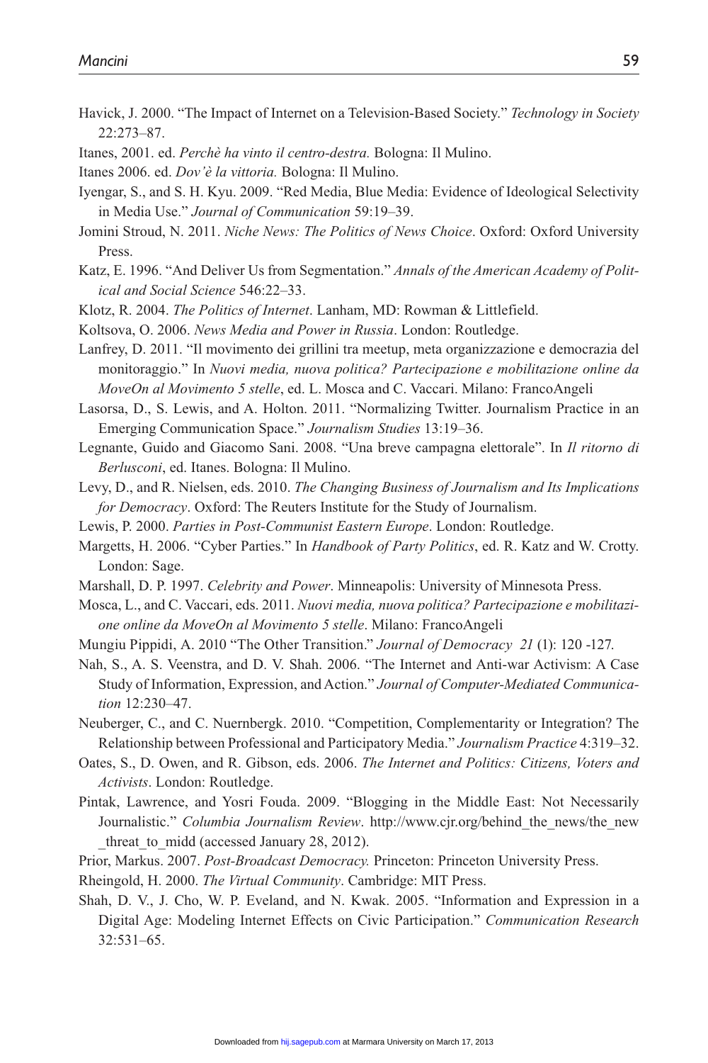Havick, J. 2000. "The Impact of Internet on a Television-Based Society." *Technology in Society* 22:273–87.

Itanes, 2001. ed. *Perchè ha vinto il centro-destra.* Bologna: Il Mulino.

Itanes 2006. ed. *Dov'è la vittoria.* Bologna: Il Mulino.

Iyengar, S., and S. H. Kyu. 2009. "Red Media, Blue Media: Evidence of Ideological Selectivity in Media Use." *Journal of Communication* 59:19–39.

Jomini Stroud, N. 2011. *Niche News: The Politics of News Choice*. Oxford: Oxford University Press.

Katz, E. 1996. "And Deliver Us from Segmentation." *Annals of the American Academy of Political and Social Science* 546:22–33.

Klotz, R. 2004. *The Politics of Internet*. Lanham, MD: Rowman & Littlefield.

Koltsova, O. 2006. *News Media and Power in Russia*. London: Routledge.

Lanfrey, D. 2011. "Il movimento dei grillini tra meetup, meta organizzazione e democrazia del monitoraggio." In *Nuovi media, nuova politica? Partecipazione e mobilitazione online da MoveOn al Movimento 5 stelle*, ed. L. Mosca and C. Vaccari. Milano: FrancoAngeli

Lasorsa, D., S. Lewis, and A. Holton. 2011. "Normalizing Twitter. Journalism Practice in an Emerging Communication Space." *Journalism Studies* 13:19–36.

Legnante, Guido and Giacomo Sani. 2008. "Una breve campagna elettorale". In *Il ritorno di Berlusconi*, ed. Itanes. Bologna: Il Mulino.

Levy, D., and R. Nielsen, eds. 2010. *The Changing Business of Journalism and Its Implications for Democracy*. Oxford: The Reuters Institute for the Study of Journalism.

Lewis, P. 2000. *Parties in Post-Communist Eastern Europe*. London: Routledge.

Margetts, H. 2006. "Cyber Parties." In *Handbook of Party Politics*, ed. R. Katz and W. Crotty. London: Sage.

Marshall, D. P. 1997. *Celebrity and Power*. Minneapolis: University of Minnesota Press.

Mosca, L., and C. Vaccari, eds. 2011. *Nuovi media, nuova politica? Partecipazione e mobilitazione online da MoveOn al Movimento 5 stelle*. Milano: FrancoAngeli

Mungiu Pippidi, A. 2010 "The Other Transition." *Journal of Democracy 21* (1): 120 -127.

Nah, S., A. S. Veenstra, and D. V. Shah. 2006. "The Internet and Anti-war Activism: A Case Study of Information, Expression, and Action." *Journal of Computer-Mediated Communication* 12:230–47.

Neuberger, C., and C. Nuernbergk. 2010. "Competition, Complementarity or Integration? The Relationship between Professional and Participatory Media." *Journalism Practice* 4:319–32.

Oates, S., D. Owen, and R. Gibson, eds. 2006. *The Internet and Politics: Citizens, Voters and Activists*. London: Routledge.

Pintak, Lawrence, and Yosri Fouda. 2009. "Blogging in the Middle East: Not Necessarily Journalistic." *Columbia Journalism Review*. http://www.cjr.org/behind_the_news/the_new_threat_to_midd (accessed January 28, 2012).

Prior, Markus. 2007. *Post-Broadcast Democracy.* Princeton: Princeton University Press.

Rheingold, H. 2000. *The Virtual Community*. Cambridge: MIT Press.

Shah, D. V., J. Cho, W. P. Eveland, and N. Kwak. 2005. "Information and Expression in a Digital Age: Modeling Internet Effects on Civic Participation." *Communication Research* 32:531–65.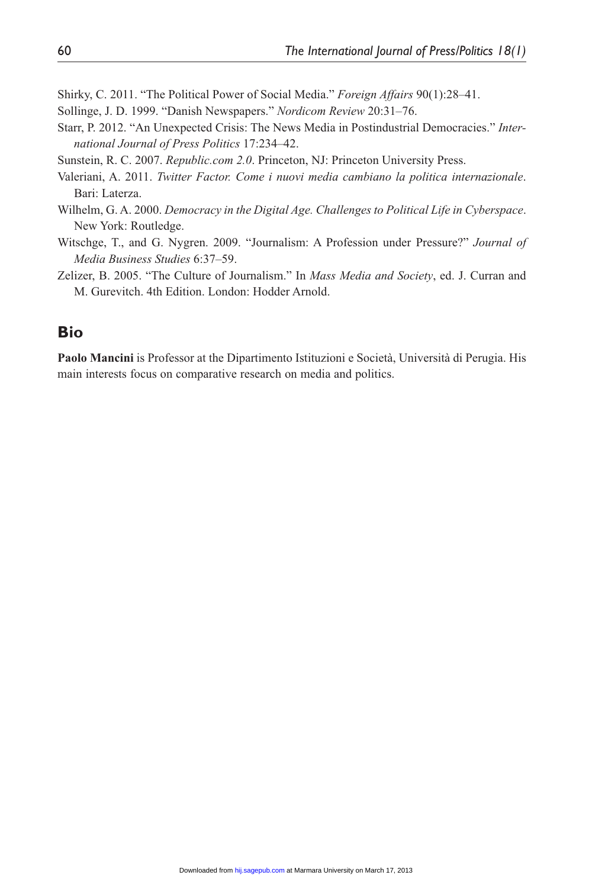Shirky, C. 2011. "The Political Power of Social Media." *Foreign Affairs* 90(1):28–41.

Sollinge, J. D. 1999. "Danish Newspapers." *Nordicom Review* 20:31–76.

Starr, P. 2012. "An Unexpected Crisis: The News Media in Postindustrial Democracies." *International Journal of Press Politics* 17:234–42.

Sunstein, R. C. 2007. *Republic.com 2.0*. Princeton, NJ: Princeton University Press.

Valeriani, A. 2011. *Twitter Factor. Come i nuovi media cambiano la politica internazionale*. Bari: Laterza.

Wilhelm, G. A. 2000. *Democracy in the Digital Age. Challenges to Political Life in Cyberspace*. New York: Routledge.

Witschge, T., and G. Nygren. 2009. "Journalism: A Profession under Pressure?" *Journal of Media Business Studies* 6:37–59.

Zelizer, B. 2005. "The Culture of Journalism." In *Mass Media and Society*, ed. J. Curran and M. Gurevitch. 4th Edition. London: Hodder Arnold.

## Bio

**Paolo Mancini** is Professor at the Dipartimento Istituzioni e Società, Università di Perugia. His main interests focus on comparative research on media and politics.